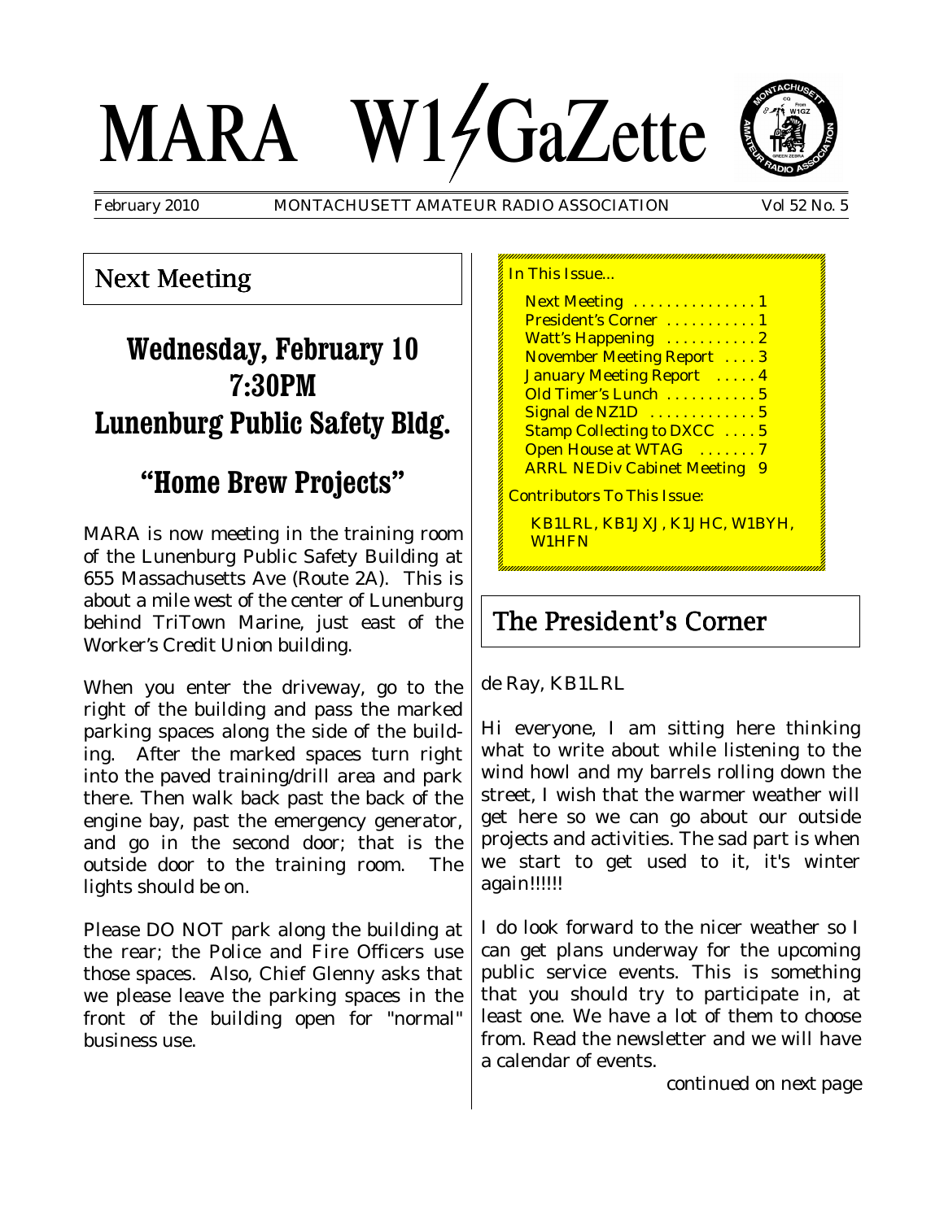# MARA W1GaZette

February 2010 MONTACHUSETT AMATEUR RADIO ASSOCIATION Vol 52 No. 5

## Next Meeting

### Wednesday, February 10
### 7:30PM
### Lunenburg Public Safety Bldg.

### "Home Brew Projects"

MARA is now meeting in the training room of the Lunenburg Public Safety Building at 655 Massachusetts Ave (Route 2A). This is about a mile west of the center of Lunenburg behind TriTown Marine, just east of the Worker's Credit Union building.

When you enter the driveway, go to the right of the building and pass the marked parking spaces along the side of the building. After the marked spaces turn right into the paved training/drill area and park there. Then walk back past the back of the engine bay, past the emergency generator, and go in the second door; that is the outside door to the training room. The lights should be on.

Please DO NOT park along the building at the rear; the Police and Fire Officers use those spaces. Also, Chief Glenny asks that we please leave the parking spaces in the front of the building open for "normal" business use.

**In This Issue...**

- Next Meeting ..... 1
- President's Corner ..... 1
- Watt's Happening ..... 2
- November Meeting Report ..... 3
- January Meeting Report ..... 4
- Old Timer's Lunch ..... 5
- Signal de NZ1D ..... 5
- Stamp Collecting to DXCC ..... 5
- Open House at WTAG ..... 7
- ARRL NEDiv Cabinet Meeting ..... 9

**Contributors To This Issue:**

KB1LRL, KB1JXJ, K1JHC, W1BYH, W1HFN

## The President's Corner

de Ray, KB1LRL

Hi everyone, I am sitting here thinking what to write about while listening to the wind howl and my barrels rolling down the street, I wish that the warmer weather will get here so we can go about our outside projects and activities. The sad part is when we start to get used to it, it's winter again!!!!!!

I do look forward to the nicer weather so I can get plans underway for the upcoming public service events. This is something that you should try to participate in, at least one. We have a lot of them to choose from. Read the newsletter and we will have a calendar of events.

*continued on next page*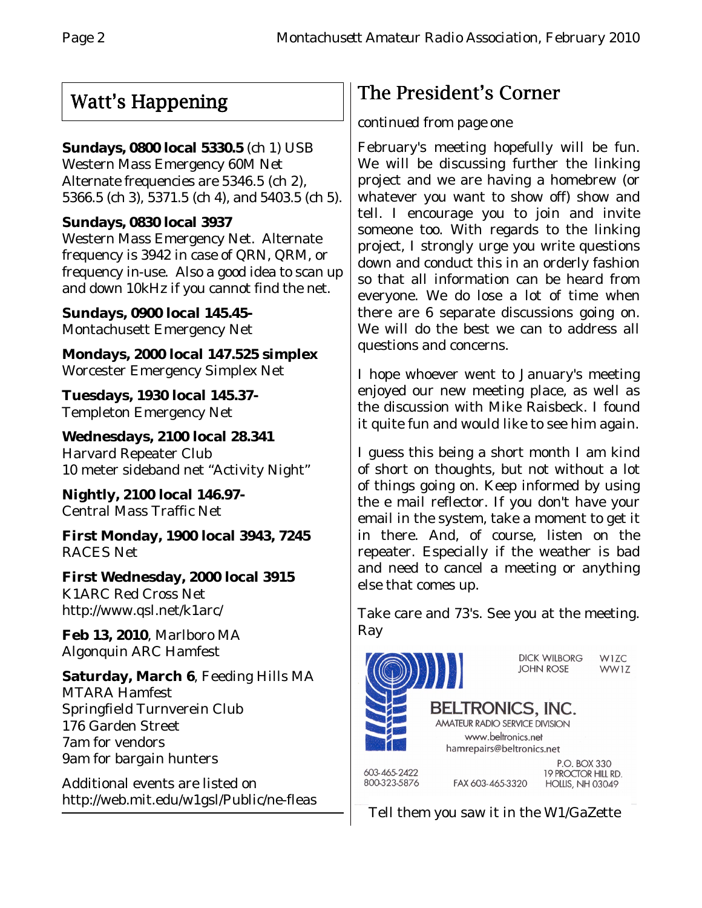## Watt's Happening

**Sundays, 0800 local 5330.5** (ch 1) USB
Western Mass Emergency 60M Net
Alternate frequencies are 5346.5 (ch 2), 5366.5 (ch 3), 5371.5 (ch 4), and 5403.5 (ch 5).

**Sundays, 0830 local 3937**
Western Mass Emergency Net. Alternate frequency is 3942 in case of QRN, QRM, or frequency in-use. Also a good idea to scan up and down 10kHz if you cannot find the net.

**Sundays, 0900 local 145.45-**
Montachusett Emergency Net

**Mondays, 2000 local 147.525 simplex**
Worcester Emergency Simplex Net

**Tuesdays, 1930 local 145.37-**
Templeton Emergency Net

**Wednesdays, 2100 local 28.341**
Harvard Repeater Club
10 meter sideband net "Activity Night"

**Nightly, 2100 local 146.97-**
Central Mass Traffic Net

**First Monday, 1900 local 3943, 7245**
RACES Net

**First Wednesday, 2000 local 3915**
K1ARC Red Cross Net
http://www.qsl.net/k1arc/

**Feb 13, 2010**, Marlboro MA
Algonquin ARC Hamfest

**Saturday, March 6**, Feeding Hills MA
MTARA Hamfest
Springfield Turnverein Club
176 Garden Street
7am for vendors
9am for bargain hunters

Additional events are listed on
http://web.mit.edu/w1gsl/Public/ne-fleas

## The President's Corner

*continued from page one*

February's meeting hopefully will be fun. We will be discussing further the linking project and we are having a homebrew (or whatever you want to show off) show and tell. I encourage you to join and invite someone too. With regards to the linking project, I strongly urge you write questions down and conduct this in an orderly fashion so that all information can be heard from everyone. We do lose a lot of time when there are 6 separate discussions going on. We will do the best we can to address all questions and concerns.

I hope whoever went to January's meeting enjoyed our new meeting place, as well as the discussion with Mike Raisbeck. I found it quite fun and would like to see him again.

I guess this being a short month I am kind of short on thoughts, but not without a lot of things going on. Keep informed by using the e mail reflector. If you don't have your email in the system, take a moment to get it in there. And, of course, listen on the repeater. Especially if the weather is bad and need to cancel a meeting or anything else that comes up.

Take care and 73's. See you at the meeting.
Ray

DICK WILBORG W1ZC
JOHN ROSE WW1Z

**BELTRONICS, INC.**
AMATEUR RADIO SERVICE DIVISION
www.beltronics.net
hamrepairs@beltronics.net

603-465-2422
800-323-5876
FAX 603-465-3320
P.O. BOX 330
19 PROCTOR HILL RD.
HOLLIS, NH 03049

Tell them you saw it in the W1/GaZette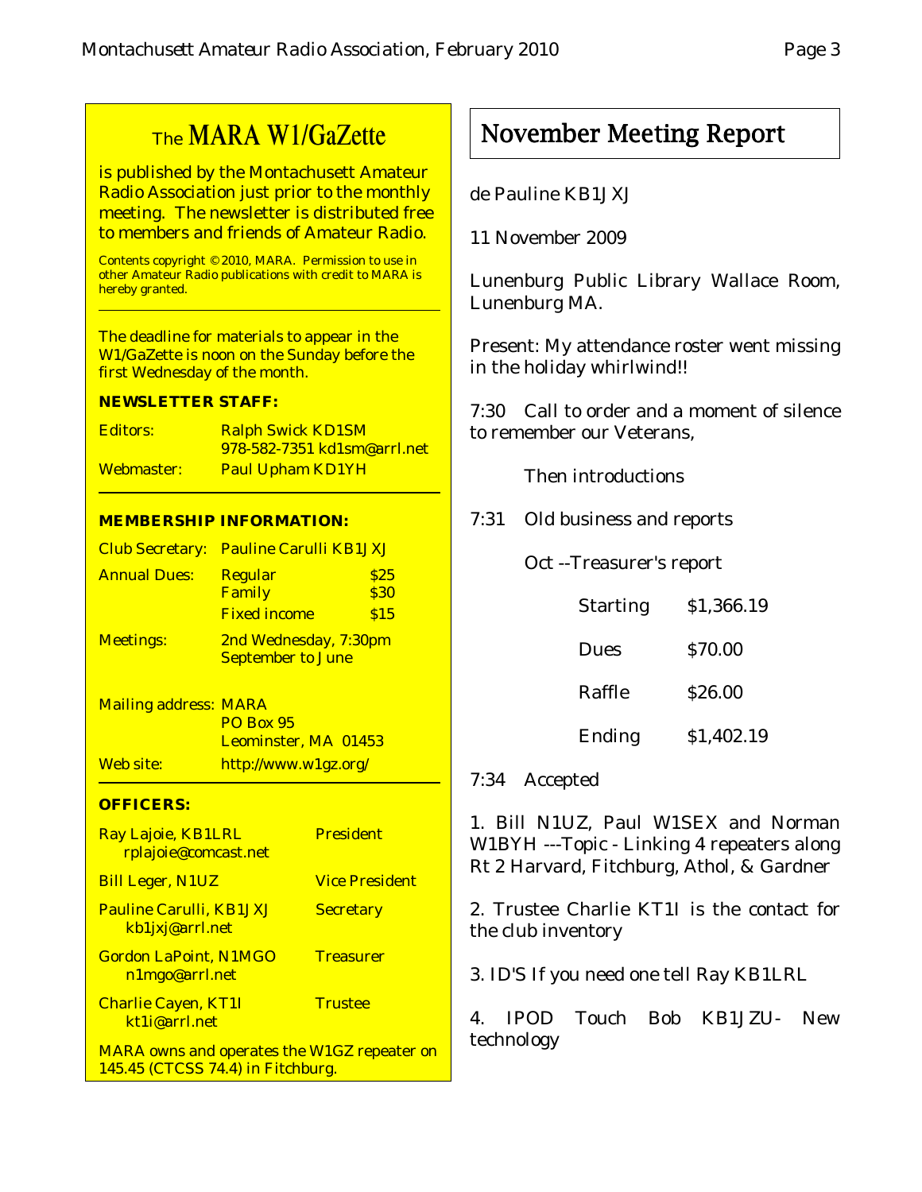## The MARA W1/GaZette

is published by the Montachusett Amateur Radio Association just prior to the monthly meeting. The newsletter is distributed free to members and friends of Amateur Radio.

Contents copyright © 2010, MARA. Permission to use in other Amateur Radio publications with credit to MARA is hereby granted.

The deadline for materials to appear in the W1/GaZette is noon on the Sunday before the first Wednesday of the month.

**NEWSLETTER STAFF:**

| | |
|---|---|
| Editors: | Ralph Swick KD1SM<br>978-582-7351 kd1sm@arrl.net |
| Webmaster: | Paul Upham KD1YH |

**MEMBERSHIP INFORMATION:**

| | | |
|---|---|---|
| Club Secretary: | Pauline Carulli KB1JXJ | |
| Annual Dues: | Regular | $25 |
| | Family | $30 |
| | Fixed income | $15 |
| Meetings: | 2nd Wednesday, 7:30pm<br>September to June | |

Mailing address: MARA
PO Box 95
Leominster, MA 01453

Web site: http://www.w1gz.org/

**OFFICERS:**

| | |
|---|---|
| Ray Lajoie, KB1LRL<br>rplajoie@comcast.net | President |
| Bill Leger, N1UZ | Vice President |
| Pauline Carulli, KB1JXJ<br>kb1jxj@arrl.net | Secretary |
| Gordon LaPoint, N1MGO<br>n1mgo@arrl.net | Treasurer |
| Charlie Cayen, KT1I<br>kt1i@arrl.net | Trustee |

MARA owns and operates the W1GZ repeater on 145.45 (CTCSS 74.4) in Fitchburg.

# November Meeting Report

de Pauline KB1JXJ

11 November 2009

Lunenburg Public Library Wallace Room, Lunenburg MA.

Present: My attendance roster went missing in the holiday whirlwind!!

7:30 Call to order and a moment of silence to remember our Veterans,

Then introductions

7:31 Old business and reports

Oct --Treasurer's report

| | |
|---|---|
| Starting | $1,366.19 |
| Dues | $70.00 |
| Raffle | $26.00 |
| Ending | $1,402.19 |

7:34 Accepted

1. Bill N1UZ, Paul W1SEX and Norman W1BYH ---Topic - Linking 4 repeaters along Rt 2 Harvard, Fitchburg, Athol, & Gardner

2. Trustee Charlie KT1I is the contact for the club inventory

3. ID'S If you need one tell Ray KB1LRL

4. IPOD Touch Bob KB1JZU- New technology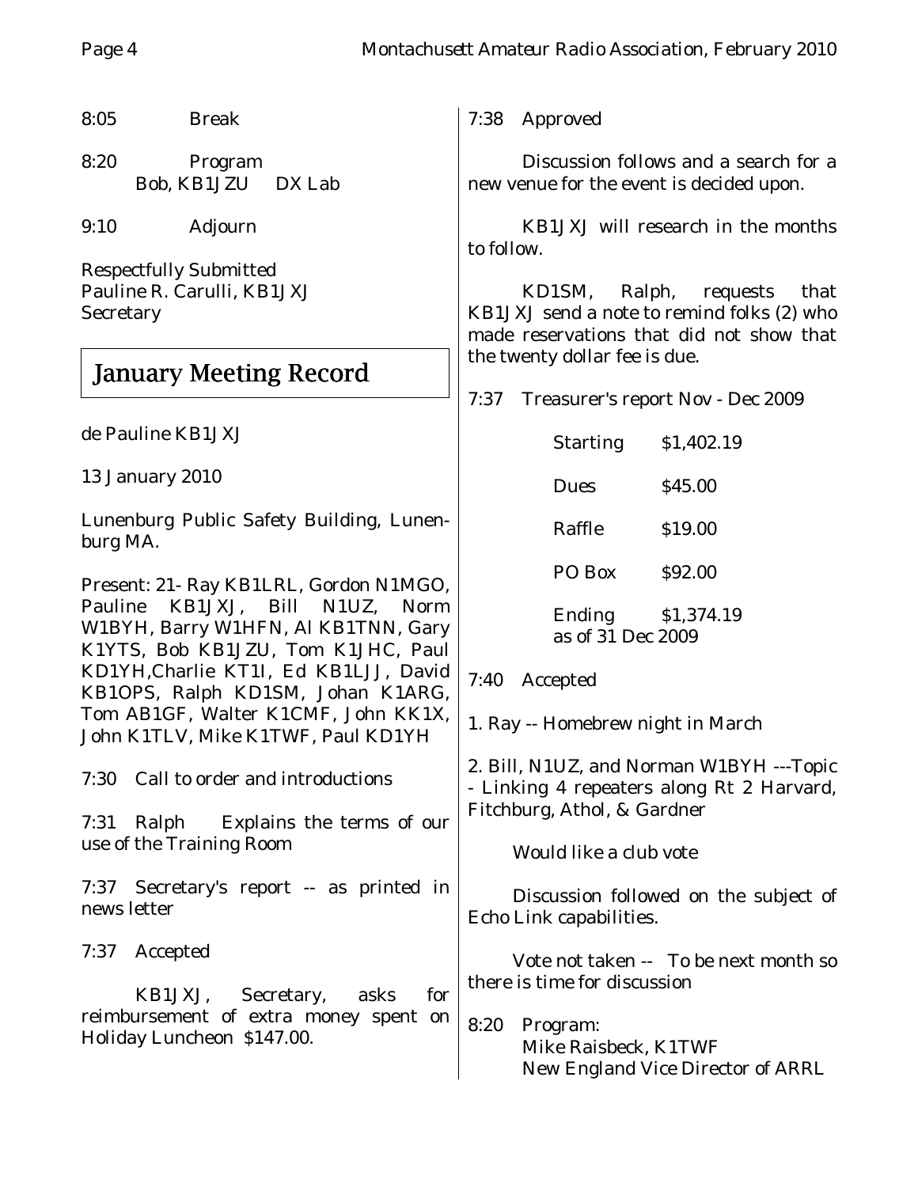8:05 Break

8:20 Program
Bob, KB1JZU DX Lab

9:10 Adjourn

Respectfully Submitted
Pauline R. Carulli, KB1JXJ
Secretary

## January Meeting Record

de Pauline KB1JXJ

13 January 2010

Lunenburg Public Safety Building, Lunenburg MA.

Present: 21- Ray KB1LRL, Gordon N1MGO, Pauline KB1JXJ, Bill N1UZ, Norm W1BYH, Barry W1HFN, Al KB1TNN, Gary K1YTS, Bob KB1JZU, Tom K1JHC, Paul KD1YH,Charlie KT1I, Ed KB1LJJ, David KB1OPS, Ralph KD1SM, Johan K1ARG, Tom AB1GF, Walter K1CMF, John KK1X, John K1TLV, Mike K1TWF, Paul KD1YH

7:30 Call to order and introductions

7:31 Ralph Explains the terms of our use of the Training Room

7:37 Secretary's report -- as printed in news letter

7:37 Accepted

KB1JXJ, Secretary, asks for reimbursement of extra money spent on Holiday Luncheon $147.00.

7:38 Approved

Discussion follows and a search for a new venue for the event is decided upon.

KB1JXJ will research in the months to follow.

KD1SM, Ralph, requests that KB1JXJ send a note to remind folks (2) who made reservations that did not show that the twenty dollar fee is due.

7:37 Treasurer's report Nov - Dec 2009

| | |
|---|---|
| Starting | $1,402.19 |
| Dues | $45.00 |
| Raffle | $19.00 |
| PO Box | $92.00 |
| Ending as of 31 Dec 2009 | $1,374.19 |

7:40 Accepted

1. Ray -- Homebrew night in March

2. Bill, N1UZ, and Norman W1BYH ---Topic - Linking 4 repeaters along Rt 2 Harvard, Fitchburg, Athol, & Gardner

Would like a club vote

Discussion followed on the subject of Echo Link capabilities.

Vote not taken -- To be next month so there is time for discussion

8:20 Program:
Mike Raisbeck, K1TWF
New England Vice Director of ARRL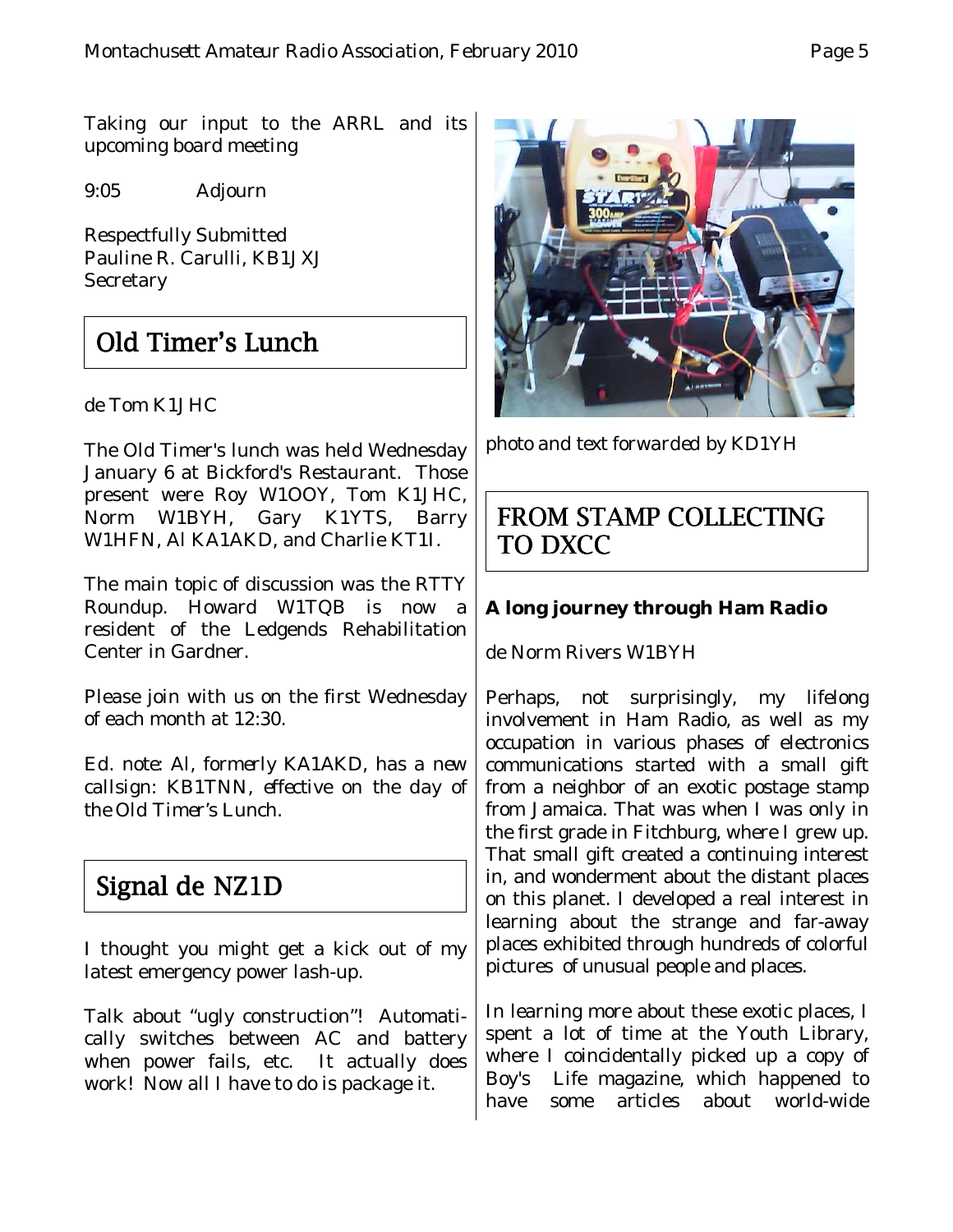Taking our input to the ARRL and its upcoming board meeting

9:05 Adjourn

Respectfully Submitted
Pauline R. Carulli, KB1JXJ
Secretary

## Old Timer's Lunch

de Tom K1JHC

The Old Timer's lunch was held Wednesday January 6 at Bickford's Restaurant. Those present were Roy W1OOY, Tom K1JHC, Norm W1BYH, Gary K1YTS, Barry W1HFN, Al KA1AKD, and Charlie KT1I.

The main topic of discussion was the RTTY Roundup. Howard W1TQB is now a resident of the Ledgends Rehabilitation Center in Gardner.

Please join with us on the first Wednesday of each month at 12:30.

Ed. note: Al, formerly KA1AKD, has a new callsign: KB1TNN, effective on the day of the Old Timer's Lunch.

## Signal de NZ1D

I thought you might get a kick out of my latest emergency power lash-up.

Talk about "ugly construction"! Automatically switches between AC and battery when power fails, etc. It actually does work! Now all I have to do is package it.

*photo and text forwarded by KD1YH*

## FROM STAMP COLLECTING TO DXCC

**A long journey through Ham Radio**

de Norm Rivers W1BYH

Perhaps, not surprisingly, my lifelong involvement in Ham Radio, as well as my occupation in various phases of electronics communications started with a small gift from a neighbor of an exotic postage stamp from Jamaica. That was when I was only in the first grade in Fitchburg, where I grew up. That small gift created a continuing interest in, and wonderment about the distant places on this planet. I developed a real interest in learning about the strange and far-away places exhibited through hundreds of colorful pictures of unusual people and places.

In learning more about these exotic places, I spent a lot of time at the Youth Library, where I coincidentally picked up a copy of Boy's Life magazine, which happened to have some articles about world-wide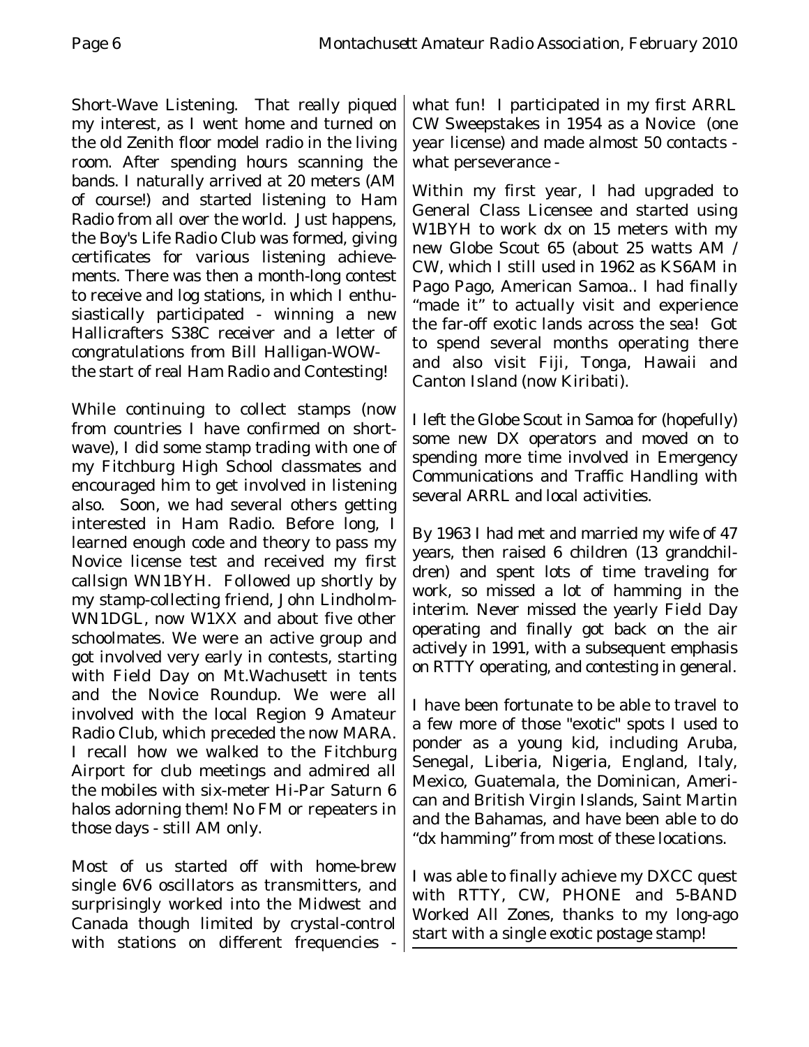Short-Wave Listening. That really piqued my interest, as I went home and turned on the old Zenith floor model radio in the living room. After spending hours scanning the bands. I naturally arrived at 20 meters (AM of course!) and started listening to Ham Radio from all over the world. Just happens, the Boy's Life Radio Club was formed, giving certificates for various listening achievements. There was then a month-long contest to receive and log stations, in which I enthusiastically participated - winning a new Hallicrafters S38C receiver and a letter of congratulations from Bill Halligan-WOW- the start of real Ham Radio and Contesting!

While continuing to collect stamps (now from countries I have confirmed on shortwave), I did some stamp trading with one of my Fitchburg High School classmates and encouraged him to get involved in listening also. Soon, we had several others getting interested in Ham Radio. Before long, I learned enough code and theory to pass my Novice license test and received my first callsign WN1BYH. Followed up shortly by my stamp-collecting friend, John Lindholm-WN1DGL, now W1XX and about five other schoolmates. We were an active group and got involved very early in contests, starting with Field Day on Mt.Wachusett in tents and the Novice Roundup. We were all involved with the local Region 9 Amateur Radio Club, which preceded the now MARA. I recall how we walked to the Fitchburg Airport for club meetings and admired all the mobiles with six-meter Hi-Par Saturn 6 halos adorning them! No FM or repeaters in those days - still AM only.

Most of us started off with home-brew single 6V6 oscillators as transmitters, and surprisingly worked into the Midwest and Canada though limited by crystal-control with stations on different frequencies - what fun! I participated in my first ARRL CW Sweepstakes in 1954 as a Novice (one year license) and made almost 50 contacts - what perseverance -

Within my first year, I had upgraded to General Class Licensee and started using W1BYH to work dx on 15 meters with my new Globe Scout 65 (about 25 watts AM / CW, which I still used in 1962 as KS6AM in Pago Pago, American Samoa.. I had finally "made it" to actually visit and experience the far-off exotic lands across the sea! Got to spend several months operating there and also visit Fiji, Tonga, Hawaii and Canton Island (now Kiribati).

I left the Globe Scout in Samoa for (hopefully) some new DX operators and moved on to spending more time involved in Emergency Communications and Traffic Handling with several ARRL and local activities.

By 1963 I had met and married my wife of 47 years, then raised 6 children (13 grandchildren) and spent lots of time traveling for work, so missed a lot of hamming in the interim. Never missed the yearly Field Day operating and finally got back on the air actively in 1991, with a subsequent emphasis on RTTY operating, and contesting in general.

I have been fortunate to be able to travel to a few more of those "exotic" spots I used to ponder as a young kid, including Aruba, Senegal, Liberia, Nigeria, England, Italy, Mexico, Guatemala, the Dominican, American and British Virgin Islands, Saint Martin and the Bahamas, and have been able to do "dx hamming" from most of these locations.

I was able to finally achieve my DXCC quest with RTTY, CW, PHONE and 5-BAND Worked All Zones, thanks to my long-ago start with a single exotic postage stamp!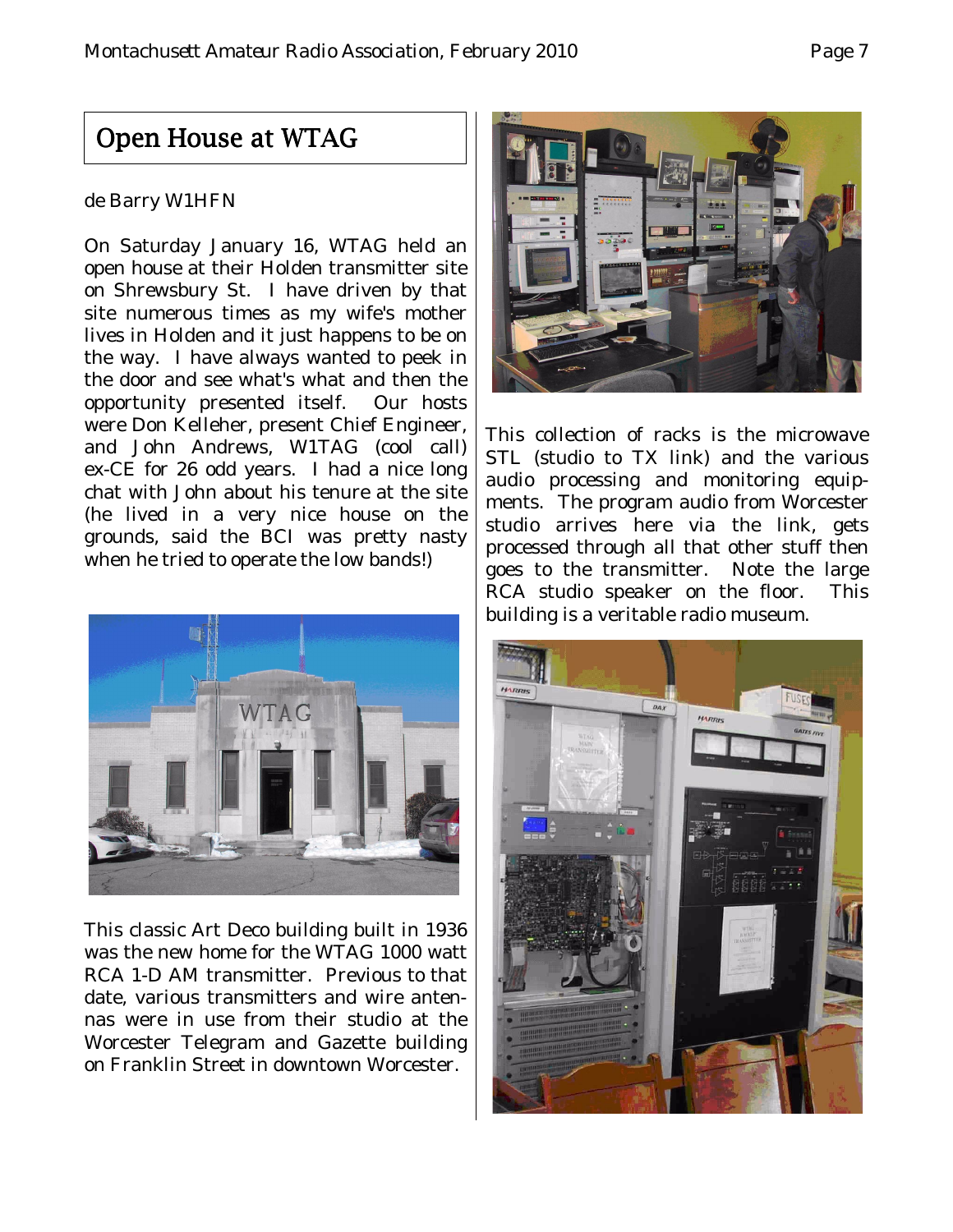# Open House at WTAG

de Barry W1HFN

On Saturday January 16, WTAG held an open house at their Holden transmitter site on Shrewsbury St. I have driven by that site numerous times as my wife's mother lives in Holden and it just happens to be on the way. I have always wanted to peek in the door and see what's what and then the opportunity presented itself. Our hosts were Don Kelleher, present Chief Engineer, and John Andrews, W1TAG (cool call) ex-CE for 26 odd years. I had a nice long chat with John about his tenure at the site (he lived in a very nice house on the grounds, said the BCI was pretty nasty when he tried to operate the low bands!)

This classic Art Deco building built in 1936 was the new home for the WTAG 1000 watt RCA 1-D AM transmitter. Previous to that date, various transmitters and wire antennas were in use from their studio at the Worcester Telegram and Gazette building on Franklin Street in downtown Worcester.

This collection of racks is the microwave STL (studio to TX link) and the various audio processing and monitoring equipments. The program audio from Worcester studio arrives here via the link, gets processed through all that other stuff then goes to the transmitter. Note the large RCA studio speaker on the floor. This building is a veritable radio museum.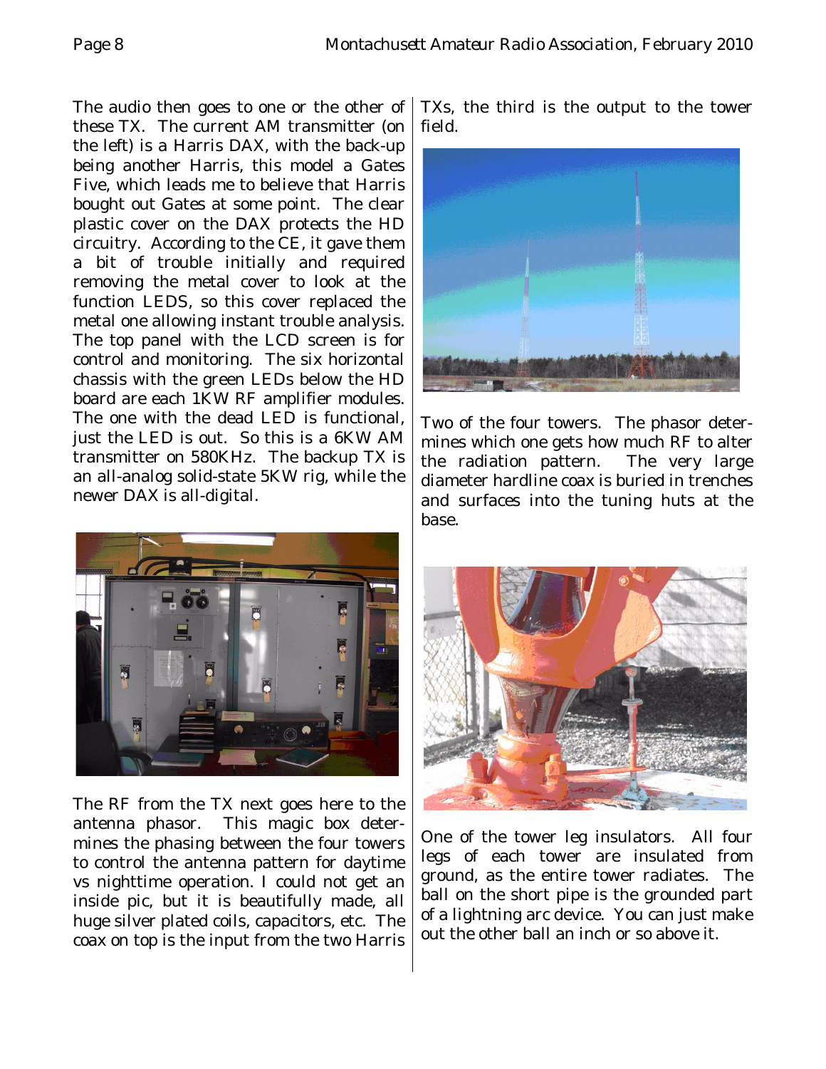The audio then goes to one or the other of these TX. The current AM transmitter (on the left) is a Harris DAX, with the back-up being another Harris, this model a Gates Five, which leads me to believe that Harris bought out Gates at some point. The clear plastic cover on the DAX protects the HD circuitry. According to the CE, it gave them a bit of trouble initially and required removing the metal cover to look at the function LEDS, so this cover replaced the metal one allowing instant trouble analysis. The top panel with the LCD screen is for control and monitoring. The six horizontal chassis with the green LEDs below the HD board are each 1KW RF amplifier modules. The one with the dead LED is functional, just the LED is out. So this is a 6KW AM transmitter on 580KHz. The backup TX is an all-analog solid-state 5KW rig, while the newer DAX is all-digital.

The RF from the TX next goes here to the antenna phasor. This magic box determines the phasing between the four towers to control the antenna pattern for daytime vs nighttime operation. I could not get an inside pic, but it is beautifully made, all huge silver plated coils, capacitors, etc. The coax on top is the input from the two Harris TXs, the third is the output to the tower field.

Two of the four towers. The phasor determines which one gets how much RF to alter the radiation pattern. The very large diameter hardline coax is buried in trenches and surfaces into the tuning huts at the base.

One of the tower leg insulators. All four legs of each tower are insulated from ground, as the entire tower radiates. The ball on the short pipe is the grounded part of a lightning arc device. You can just make out the other ball an inch or so above it.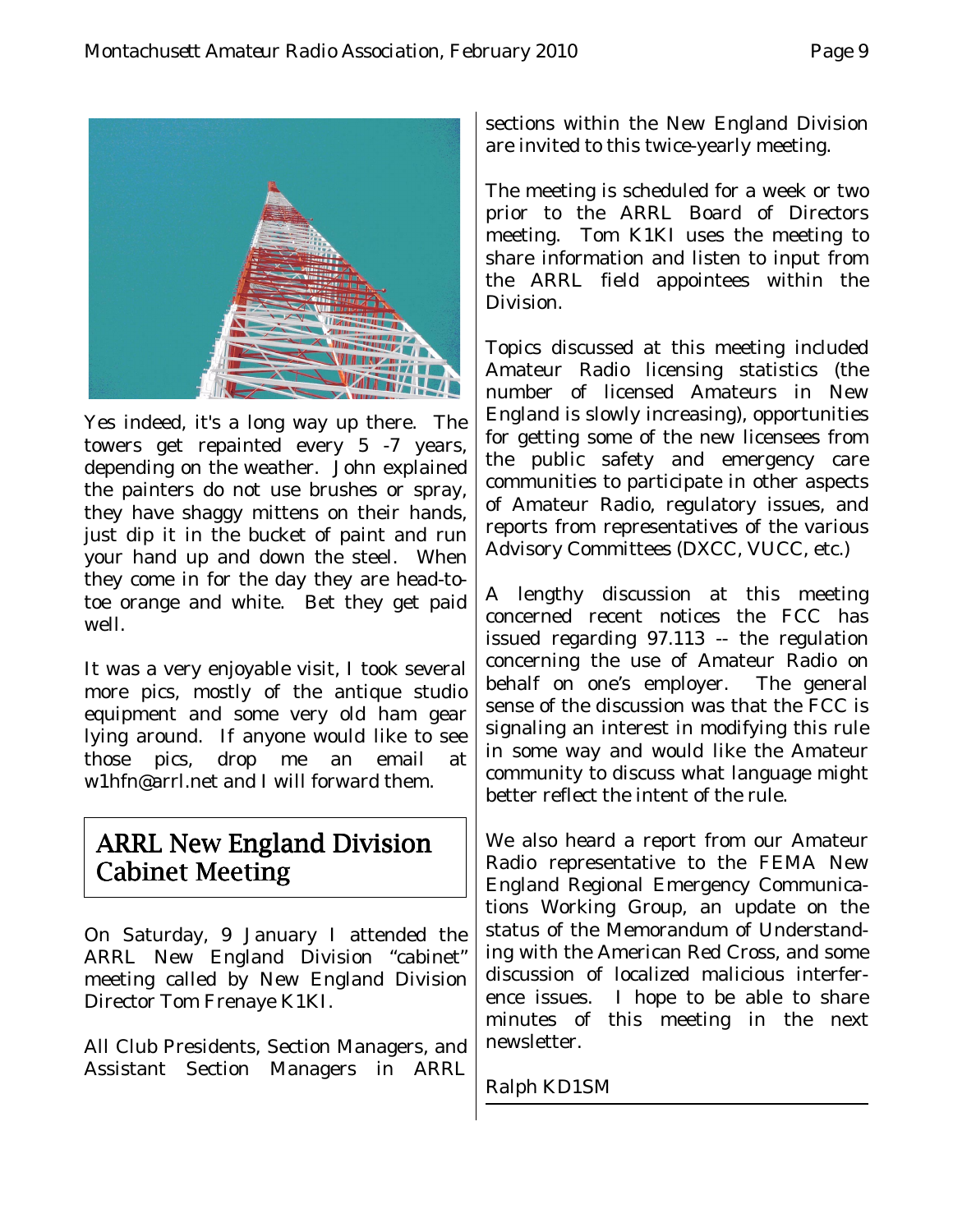Yes indeed, it's a long way up there. The towers get repainted every 5 -7 years, depending on the weather. John explained the painters do not use brushes or spray, they have shaggy mittens on their hands, just dip it in the bucket of paint and run your hand up and down the steel. When they come in for the day they are head-to-toe orange and white. Bet they get paid well.

It was a very enjoyable visit, I took several more pics, mostly of the antique studio equipment and some very old ham gear lying around. If anyone would like to see those pics, drop me an email at w1hfn@arrl.net and I will forward them.

## ARRL New England Division Cabinet Meeting

On Saturday, 9 January I attended the ARRL New England Division "cabinet" meeting called by New England Division Director Tom Frenaye K1KI.

All Club Presidents, Section Managers, and Assistant Section Managers in ARRL sections within the New England Division are invited to this twice-yearly meeting.

The meeting is scheduled for a week or two prior to the ARRL Board of Directors meeting. Tom K1KI uses the meeting to share information and listen to input from the ARRL field appointees within the Division.

Topics discussed at this meeting included Amateur Radio licensing statistics (the number of licensed Amateurs in New England is slowly increasing), opportunities for getting some of the new licensees from the public safety and emergency care communities to participate in other aspects of Amateur Radio, regulatory issues, and reports from representatives of the various Advisory Committees (DXCC, VUCC, etc.)

A lengthy discussion at this meeting concerned recent notices the FCC has issued regarding 97.113 -- the regulation concerning the use of Amateur Radio on behalf on one's employer. The general sense of the discussion was that the FCC is signaling an interest in modifying this rule in some way and would like the Amateur community to discuss what language might better reflect the intent of the rule.

We also heard a report from our Amateur Radio representative to the FEMA New England Regional Emergency Communications Working Group, an update on the status of the Memorandum of Understanding with the American Red Cross, and some discussion of localized malicious interference issues. I hope to be able to share minutes of this meeting in the next newsletter.

Ralph KD1SM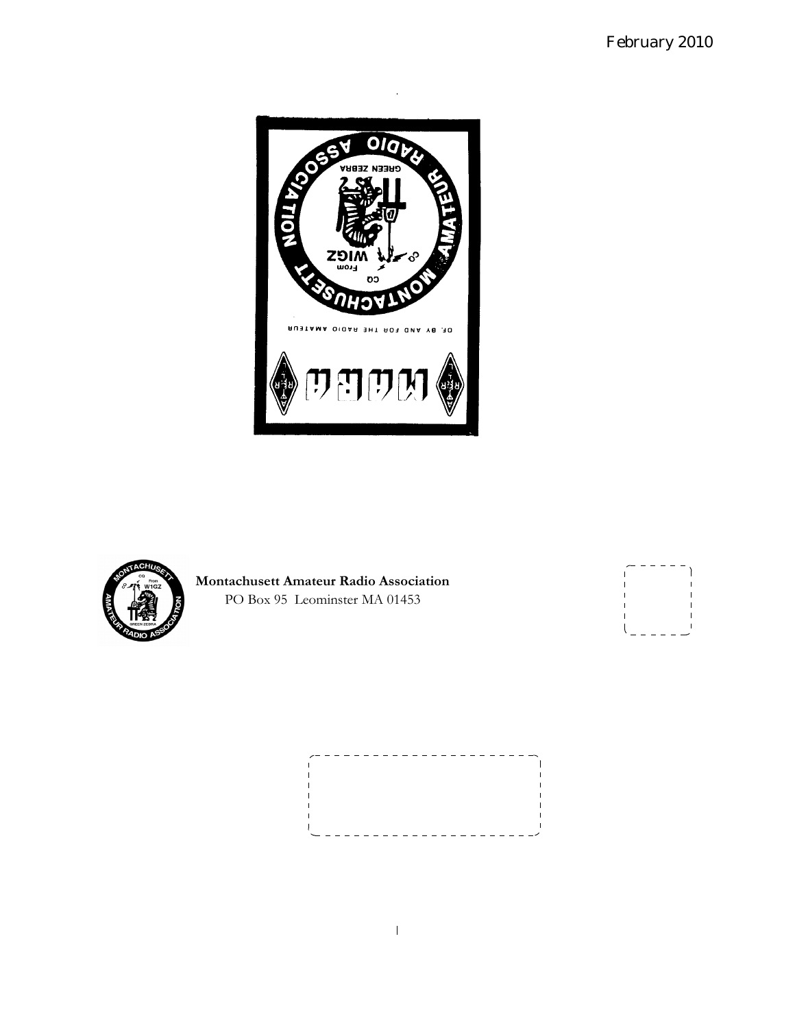**Montachusett Amateur Radio Association**

PO Box 95 Leominster MA 01453